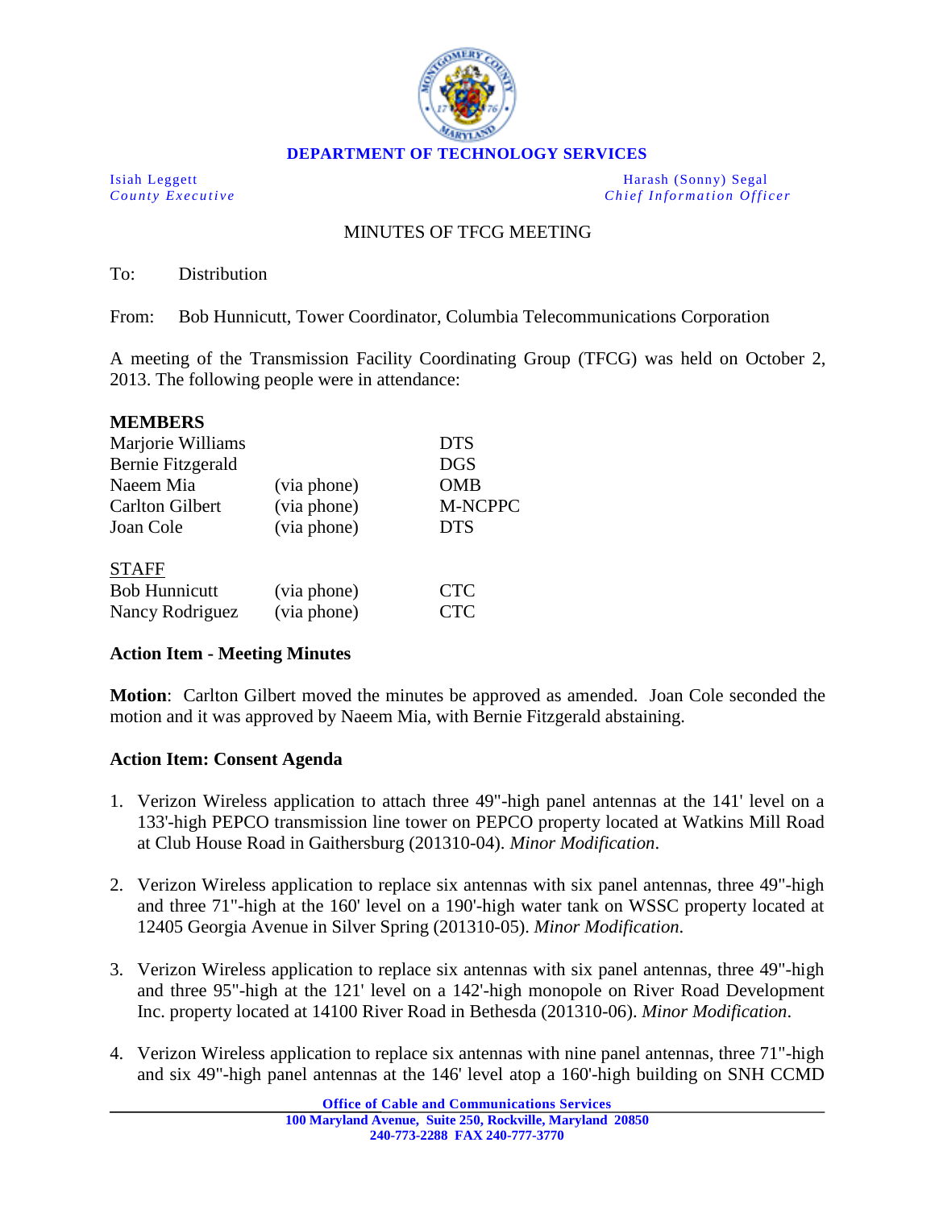**DEPARTMENT OF TECHNOLOGY SERVICES**

Isiah Leggett
*County Executive*

Harash (Sonny) Segal
*Chief Information Officer*

MINUTES OF TFCG MEETING

To: Distribution

From: Bob Hunnicutt, Tower Coordinator, Columbia Telecommunications Corporation

A meeting of the Transmission Facility Coordinating Group (TFCG) was held on October 2, 2013. The following people were in attendance:

**MEMBERS**

| | | |
|---|---|---|
| Marjorie Williams | | DTS |
| Bernie Fitzgerald | | DGS |
| Naeem Mia | (via phone) | OMB |
| Carlton Gilbert | (via phone) | M-NCPPC |
| Joan Cole | (via phone) | DTS |

STAFF

| | | |
|---|---|---|
| Bob Hunnicutt | (via phone) | CTC |
| Nancy Rodriguez | (via phone) | CTC |

**Action Item - Meeting Minutes**

**Motion**: Carlton Gilbert moved the minutes be approved as amended. Joan Cole seconded the motion and it was approved by Naeem Mia, with Bernie Fitzgerald abstaining.

**Action Item: Consent Agenda**

1. Verizon Wireless application to attach three 49"-high panel antennas at the 141' level on a 133'-high PEPCO transmission line tower on PEPCO property located at Watkins Mill Road at Club House Road in Gaithersburg (201310-04). *Minor Modification*.

2. Verizon Wireless application to replace six antennas with six panel antennas, three 49"-high and three 71"-high at the 160' level on a 190'-high water tank on WSSC property located at 12405 Georgia Avenue in Silver Spring (201310-05). *Minor Modification*.

3. Verizon Wireless application to replace six antennas with six panel antennas, three 49"-high and three 95"-high at the 121' level on a 142'-high monopole on River Road Development Inc. property located at 14100 River Road in Bethesda (201310-06). *Minor Modification*.

4. Verizon Wireless application to replace six antennas with nine panel antennas, three 71"-high and six 49"-high panel antennas at the 146' level atop a 160'-high building on SNH CCMD

Office of Cable and Communications Services
100 Maryland Avenue, Suite 250, Rockville, Maryland 20850
240-773-2288 FAX 240-777-3770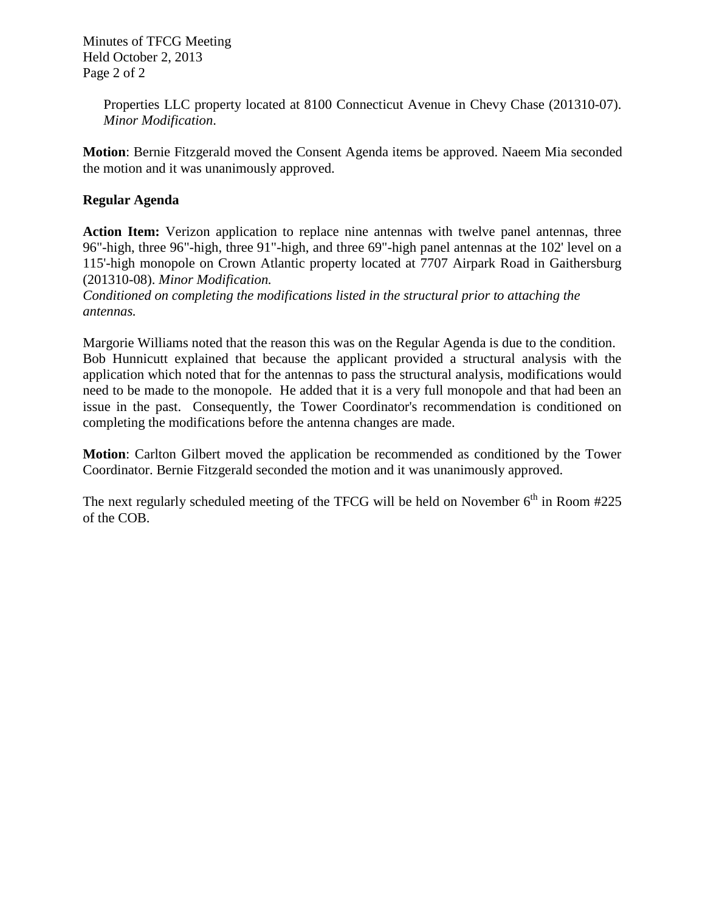Properties LLC property located at 8100 Connecticut Avenue in Chevy Chase (201310-07). *Minor Modification*.

**Motion**: Bernie Fitzgerald moved the Consent Agenda items be approved. Naeem Mia seconded the motion and it was unanimously approved.

**Regular Agenda**

**Action Item:** Verizon application to replace nine antennas with twelve panel antennas, three 96"-high, three 96"-high, three 91"-high, and three 69"-high panel antennas at the 102' level on a 115'-high monopole on Crown Atlantic property located at 7707 Airpark Road in Gaithersburg (201310-08). *Minor Modification.*
*Conditioned on completing the modifications listed in the structural prior to attaching the antennas.*

Margorie Williams noted that the reason this was on the Regular Agenda is due to the condition. Bob Hunnicutt explained that because the applicant provided a structural analysis with the application which noted that for the antennas to pass the structural analysis, modifications would need to be made to the monopole. He added that it is a very full monopole and that had been an issue in the past. Consequently, the Tower Coordinator's recommendation is conditioned on completing the modifications before the antenna changes are made.

**Motion**: Carlton Gilbert moved the application be recommended as conditioned by the Tower Coordinator. Bernie Fitzgerald seconded the motion and it was unanimously approved.

The next regularly scheduled meeting of the TFCG will be held on November 6th in Room #225 of the COB.